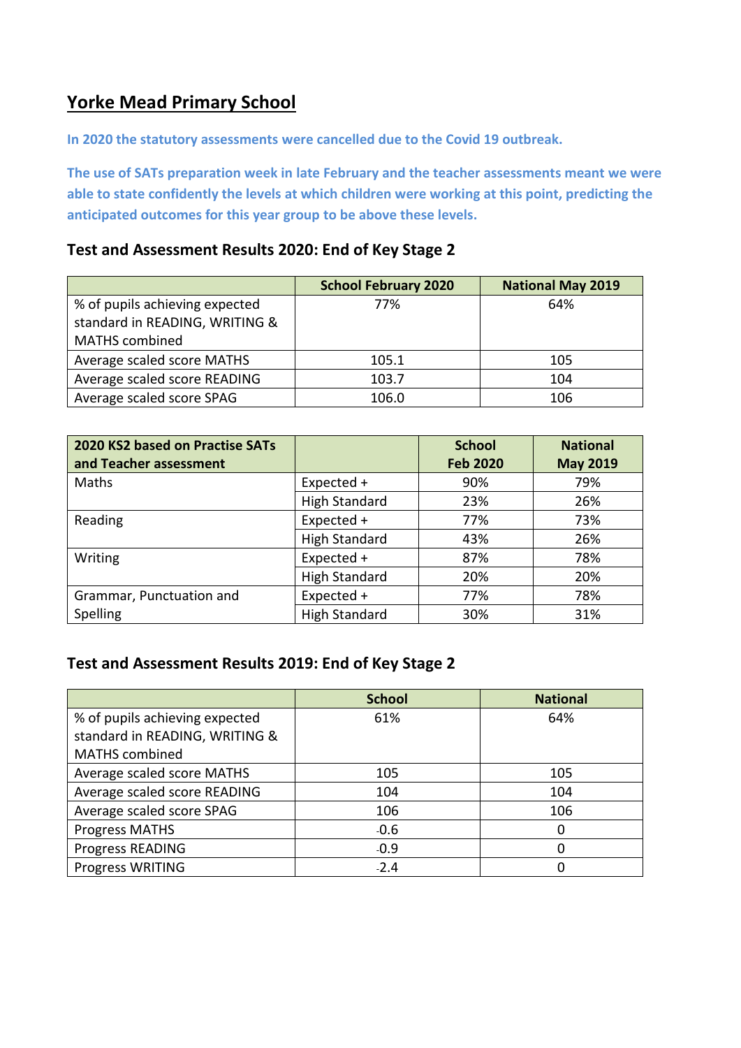# Yorke Mead Primary School

**In 2020 the statutory assessments were cancelled due to the Covid 19 outbreak.**

**The use of SATs preparation week in late February and the teacher assessments meant we were able to state confidently the levels at which children were working at this point, predicting the anticipated outcomes for this year group to be above these levels.**

## Test and Assessment Results 2020: End of Key Stage 2

| | School February 2020 | National May 2019 |
|---|---|---|
| % of pupils achieving expected standard in READING, WRITING & MATHS combined | 77% | 64% |
| Average scaled score MATHS | 105.1 | 105 |
| Average scaled score READING | 103.7 | 104 |
| Average scaled score SPAG | 106.0 | 106 |

| 2020 KS2 based on Practise SATs and Teacher assessment | | School Feb 2020 | National May 2020 |
|---|---|---|---|
| Maths | Expected + | 90% | 79% |
| | High Standard | 23% | 26% |
| Reading | Expected + | 77% | 73% |
| | High Standard | 43% | 26% |
| Writing | Expected + | 87% | 78% |
| | High Standard | 20% | 20% |
| Grammar, Punctuation and Spelling | Expected + | 77% | 78% |
| | High Standard | 30% | 31% |

## Test and Assessment Results 2019: End of Key Stage 2

| | School | National |
|---|---|---|
| % of pupils achieving expected standard in READING, WRITING & MATHS combined | 61% | 64% |
| Average scaled score MATHS | 105 | 105 |
| Average scaled score READING | 104 | 104 |
| Average scaled score SPAG | 106 | 106 |
| Progress MATHS | -0.6 | 0 |
| Progress READING | -0.9 | 0 |
| Progress WRITING | -2.4 | 0 |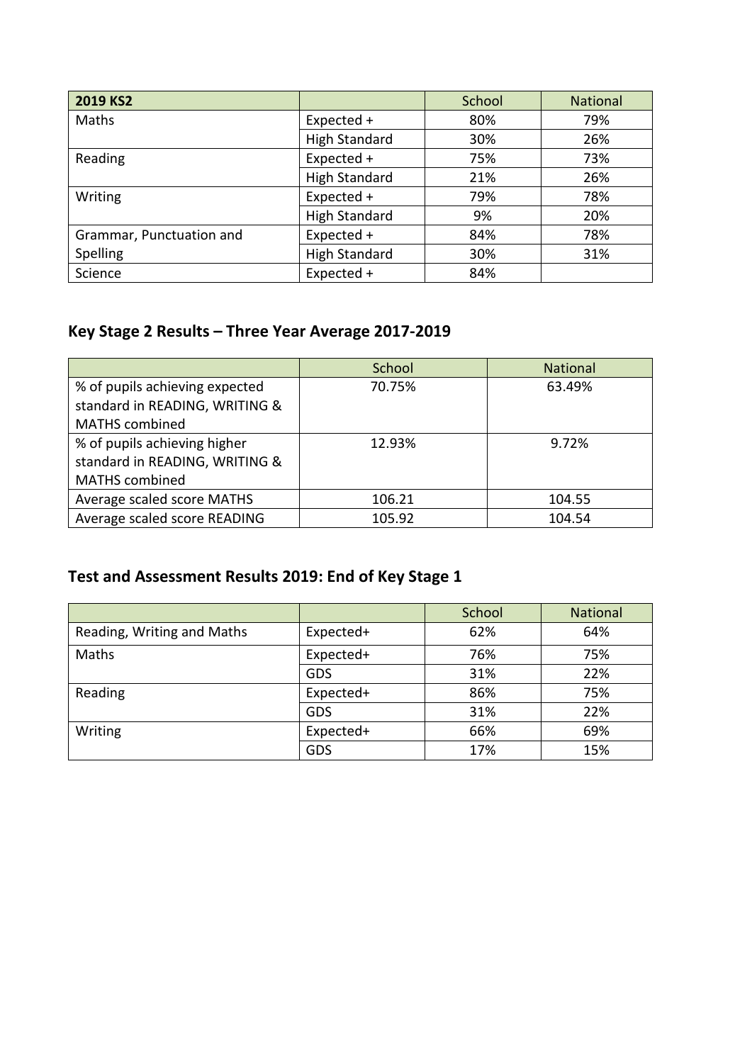| 2019 KS2 | | School | National |
|---|---|---|---|
| Maths | Expected + | 80% | 79% |
| | High Standard | 30% | 26% |
| Reading | Expected + | 75% | 73% |
| | High Standard | 21% | 26% |
| Writing | Expected + | 79% | 78% |
| | High Standard | 9% | 20% |
| Grammar, Punctuation and Spelling | Expected + | 84% | 78% |
| | High Standard | 30% | 31% |
| Science | Expected + | 84% | |

## Key Stage 2 Results – Three Year Average 2017-2019

| | School | National |
|---|---|---|
| % of pupils achieving expected standard in READING, WRITING & MATHS combined | 70.75% | 63.49% |
| % of pupils achieving higher standard in READING, WRITING & MATHS combined | 12.93% | 9.72% |
| Average scaled score MATHS | 106.21 | 104.55 |
| Average scaled score READING | 105.92 | 104.54 |

## Test and Assessment Results 2019: End of Key Stage 1

| | | School | National |
|---|---|---|---|
| Reading, Writing and Maths | Expected+ | 62% | 64% |
| Maths | Expected+ | 76% | 75% |
| | GDS | 31% | 22% |
| Reading | Expected+ | 86% | 75% |
| | GDS | 31% | 22% |
| Writing | Expected+ | 66% | 69% |
| | GDS | 17% | 15% |